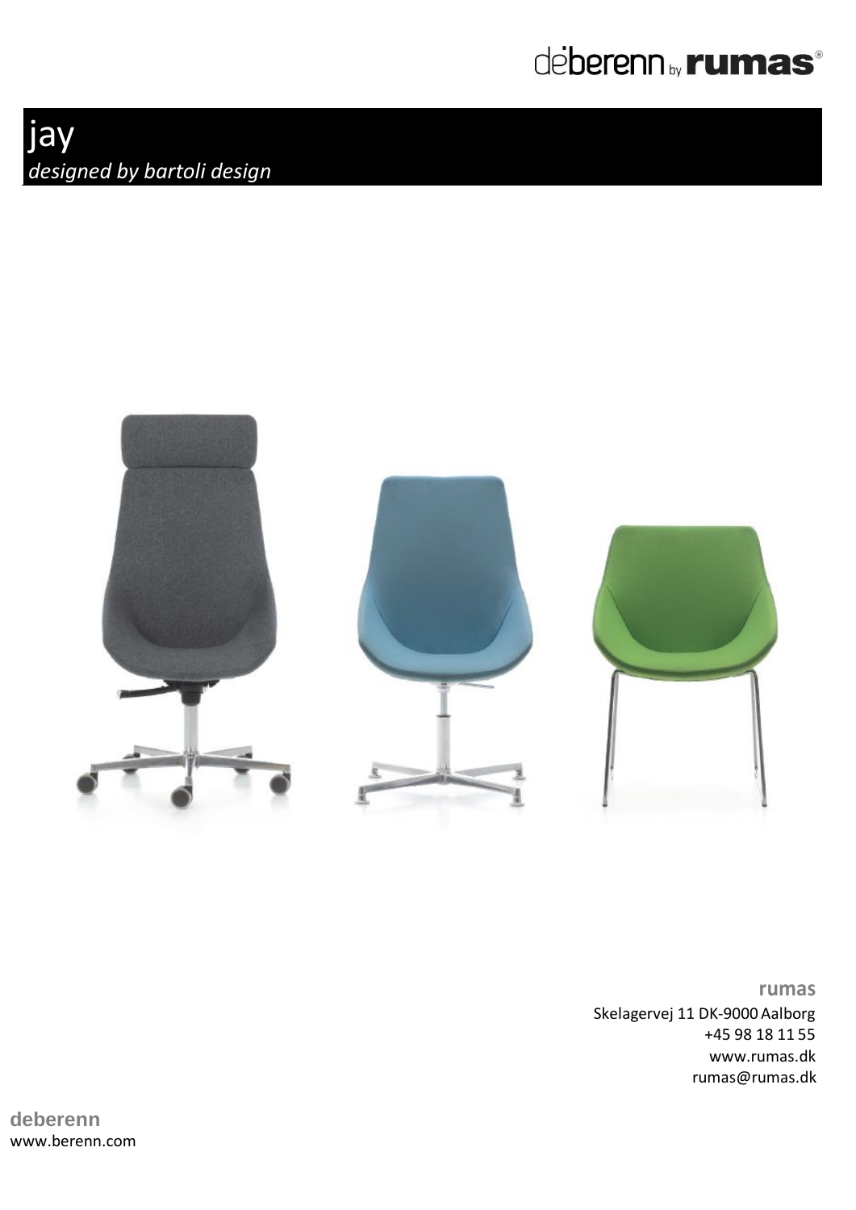# jay

*designed by bartoli design*

**rumas**
Skelagervej 11 DK-9000 Aalborg
+45 98 18 11 55
www.rumas.dk
rumas@rumas.dk

**deberenn**
www.berenn.com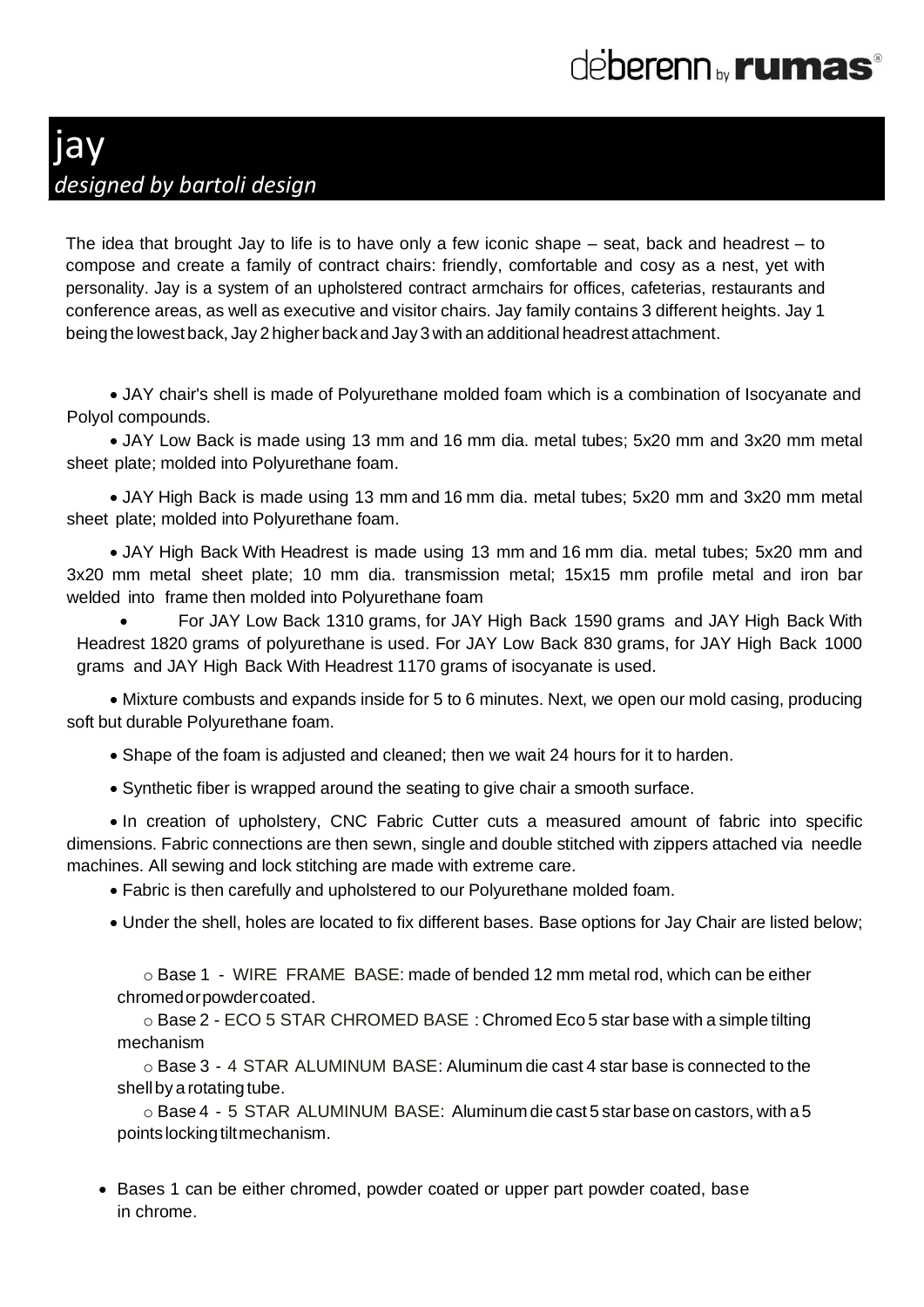# jay

*designed by bartoli design*

The idea that brought Jay to life is to have only a few iconic shape – seat, back and headrest – to compose and create a family of contract chairs: friendly, comfortable and cosy as a nest, yet with personality. Jay is a system of an upholstered contract armchairs for offices, cafeterias, restaurants and conference areas, as well as executive and visitor chairs. Jay family contains 3 different heights. Jay 1 being the lowest back, Jay 2 higher back and Jay 3 with an additional headrest attachment.

- JAY chair's shell is made of Polyurethane molded foam which is a combination of Isocyanate and Polyol compounds.
- JAY Low Back is made using 13 mm and 16 mm dia. metal tubes; 5x20 mm and 3x20 mm metal sheet plate; molded into Polyurethane foam.
- JAY High Back is made using 13 mm and 16 mm dia. metal tubes; 5x20 mm and 3x20 mm metal sheet plate; molded into Polyurethane foam.
- JAY High Back With Headrest is made using 13 mm and 16 mm dia. metal tubes; 5x20 mm and 3x20 mm metal sheet plate; 10 mm dia. transmission metal; 15x15 mm profile metal and iron bar welded into frame then molded into Polyurethane foam
- For JAY Low Back 1310 grams, for JAY High Back 1590 grams and JAY High Back With Headrest 1820 grams of polyurethane is used. For JAY Low Back 830 grams, for JAY High Back 1000 grams and JAY High Back With Headrest 1170 grams of isocyanate is used.
- Mixture combusts and expands inside for 5 to 6 minutes. Next, we open our mold casing, producing soft but durable Polyurethane foam.
- Shape of the foam is adjusted and cleaned; then we wait 24 hours for it to harden.
- Synthetic fiber is wrapped around the seating to give chair a smooth surface.
- In creation of upholstery, CNC Fabric Cutter cuts a measured amount of fabric into specific dimensions. Fabric connections are then sewn, single and double stitched with zippers attached via needle machines. All sewing and lock stitching are made with extreme care.
- Fabric is then carefully and upholstered to our Polyurethane molded foam.
- Under the shell, holes are located to fix different bases. Base options for Jay Chair are listed below;
  - Base 1 - WIRE FRAME BASE: made of bended 12 mm metal rod, which can be either chromed or powder coated.
  - Base 2 - ECO 5 STAR CHROMED BASE : Chromed Eco 5 star base with a simple tilting mechanism
  - Base 3 - 4 STAR ALUMINUM BASE: Aluminum die cast 4 star base is connected to the shell by a rotating tube.
  - Base 4 - 5 STAR ALUMINUM BASE: Aluminum die cast 5 star base on castors, with a 5 points locking tilt mechanism.

- Bases 1 can be either chromed, powder coated or upper part powder coated, base in chrome.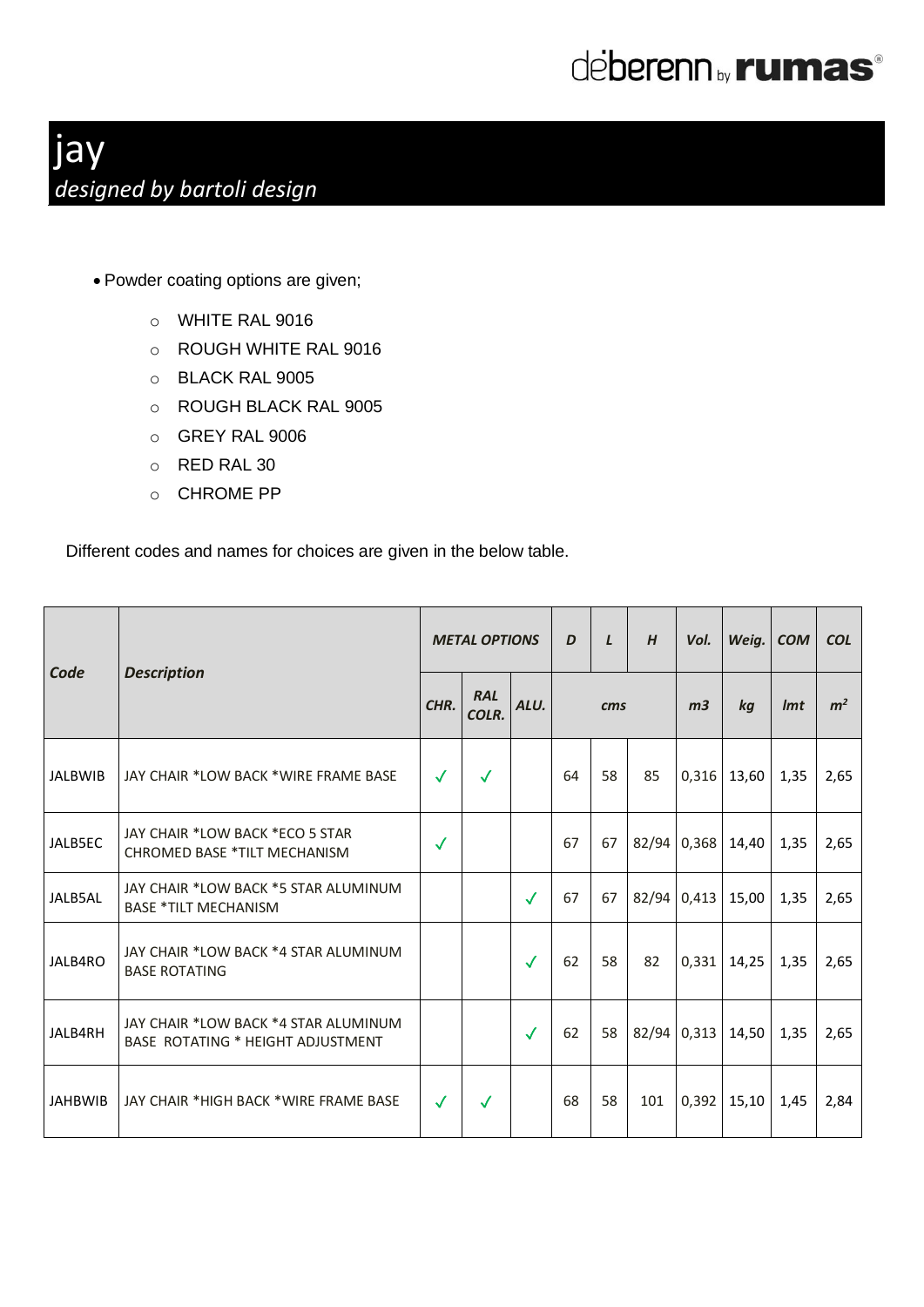# jay

*designed by bartoli design*

- Powder coating options are given;
  - WHITE RAL 9016
  - ROUGH WHITE RAL 9016
  - BLACK RAL 9005
  - ROUGH BLACK RAL 9005
  - GREY RAL 9006
  - RED RAL 30
  - CHROME PP

Different codes and names for choices are given in the below table.

| **Code** | **Description** | ***METAL OPTIONS*** | | | ***D*** | ***L*** | ***H*** | ***Vol.*** | ***Weig.*** | ***COM*** | ***COL*** |
|---|---|---|---|---|---|---|---|---|---|---|---|
| | | ***CHR.*** | ***RAL COLR.*** | ***ALU.*** | ***cms*** | | | ***m3*** | ***kg*** | ***lmt*** | ***$m^2$*** |
| JALBWIB | JAY CHAIR *LOW BACK *WIRE FRAME BASE | ✓ | ✓ | | 64 | 58 | 85 | 0,316 | 13,60 | 1,35 | 2,65 |
| JALB5EC | JAY CHAIR *LOW BACK *ECO 5 STAR CHROMED BASE *TILT MECHANISM | ✓ | | | 67 | 67 | 82/94 | 0,368 | 14,40 | 1,35 | 2,65 |
| JALB5AL | JAY CHAIR *LOW BACK *5 STAR ALUMINUM BASE *TILT MECHANISM | | | ✓ | 67 | 67 | 82/94 | 0,413 | 15,00 | 1,35 | 2,65 |
| JALB4RO | JAY CHAIR *LOW BACK *4 STAR ALUMINUM BASE ROTATING | | | ✓ | 62 | 58 | 82 | 0,331 | 14,25 | 1,35 | 2,65 |
| JALB4RH | JAY CHAIR *LOW BACK *4 STAR ALUMINUM BASE ROTATING * HEIGHT ADJUSTMENT | | | ✓ | 62 | 58 | 82/94 | 0,313 | 14,50 | 1,35 | 2,65 |
| JAHBWIB | JAY CHAIR *HIGH BACK *WIRE FRAME BASE | ✓ | ✓ | | 68 | 58 | 101 | 0,392 | 15,10 | 1,45 | 2,84 |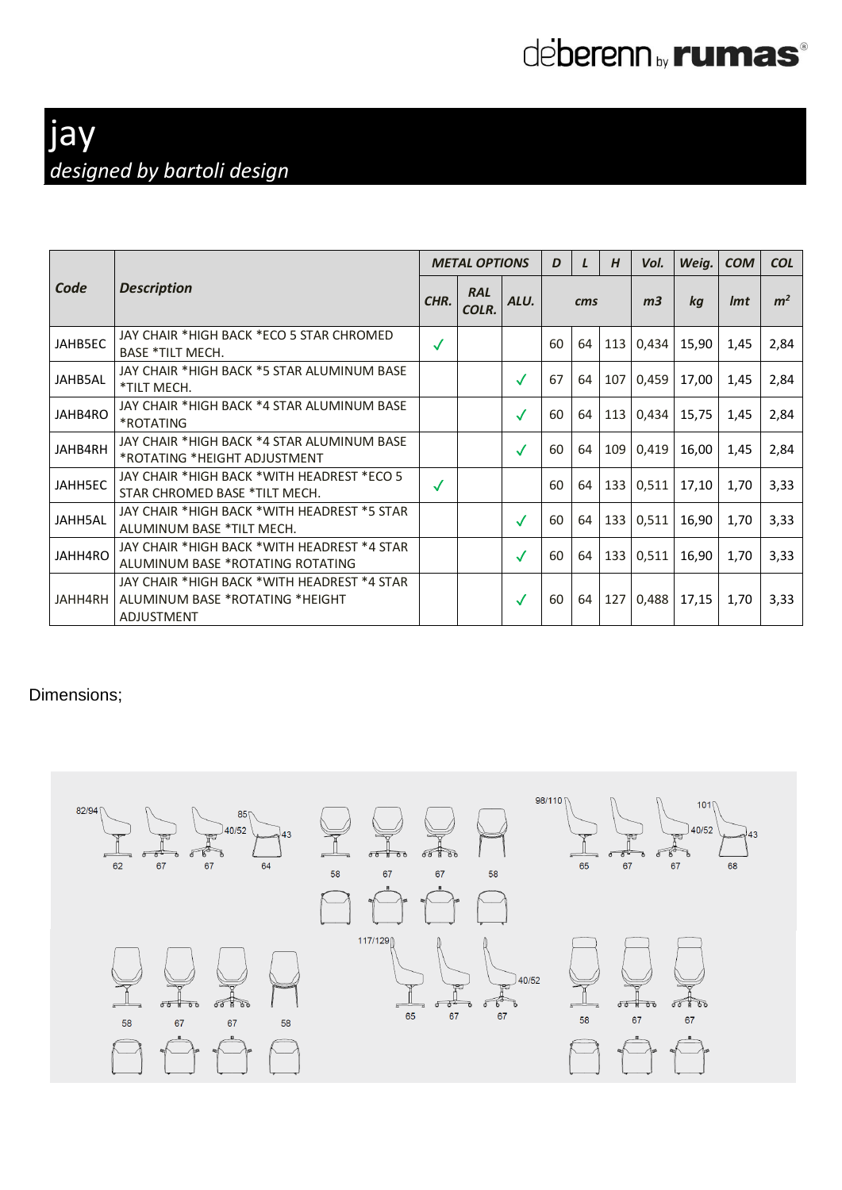# jay

*designed by bartoli design*

| Code | Description | METAL OPTIONS | | | D | L | H | Vol. | Weig. | COM | COL |
|---|---|---|---|---|---|---|---|---|---|---|---|
| | | CHR. | RAL COLR. | ALU. | cms | | | m3 | kg | lmt | $m^2$ |
| JAHB5EC | JAY CHAIR *HIGH BACK *ECO 5 STAR CHROMED BASE *TILT MECH. | ✓ | | | 60 | 64 | 113 | 0,434 | 15,90 | 1,45 | 2,84 |
| JAHB5AL | JAY CHAIR *HIGH BACK *5 STAR ALUMINUM BASE *TILT MECH. | | | ✓ | 67 | 64 | 107 | 0,459 | 17,00 | 1,45 | 2,84 |
| JAHB4RO | JAY CHAIR *HIGH BACK *4 STAR ALUMINUM BASE *ROTATING | | | ✓ | 60 | 64 | 113 | 0,434 | 15,75 | 1,45 | 2,84 |
| JAHB4RH | JAY CHAIR *HIGH BACK *4 STAR ALUMINUM BASE *ROTATING *HEIGHT ADJUSTMENT | | | ✓ | 60 | 64 | 109 | 0,419 | 16,00 | 1,45 | 2,84 |
| JAHH5EC | JAY CHAIR *HIGH BACK *WITH HEADREST *ECO 5 STAR CHROMED BASE *TILT MECH. | ✓ | | | 60 | 64 | 133 | 0,511 | 17,10 | 1,70 | 3,33 |
| JAHH5AL | JAY CHAIR *HIGH BACK *WITH HEADREST *5 STAR ALUMINUM BASE *TILT MECH. | | | ✓ | 60 | 64 | 133 | 0,511 | 16,90 | 1,70 | 3,33 |
| JAHH4RO | JAY CHAIR *HIGH BACK *WITH HEADREST *4 STAR ALUMINUM BASE *ROTATING ROTATING | | | ✓ | 60 | 64 | 133 | 0,511 | 16,90 | 1,70 | 3,33 |
| JAHH4RH | JAY CHAIR *HIGH BACK *WITH HEADREST *4 STAR ALUMINUM BASE *ROTATING *HEIGHT ADJUSTMENT | | | ✓ | 60 | 64 | 127 | 0,488 | 17,15 | 1,70 | 3,33 |

Dimensions;

82/94
85
40/52
43
62
67
67
64
58
67
67
58
98/110
101
40/52
43
65
67
67
68
117/129
40/52
58
67
67
58
65
67
67
58
67
67